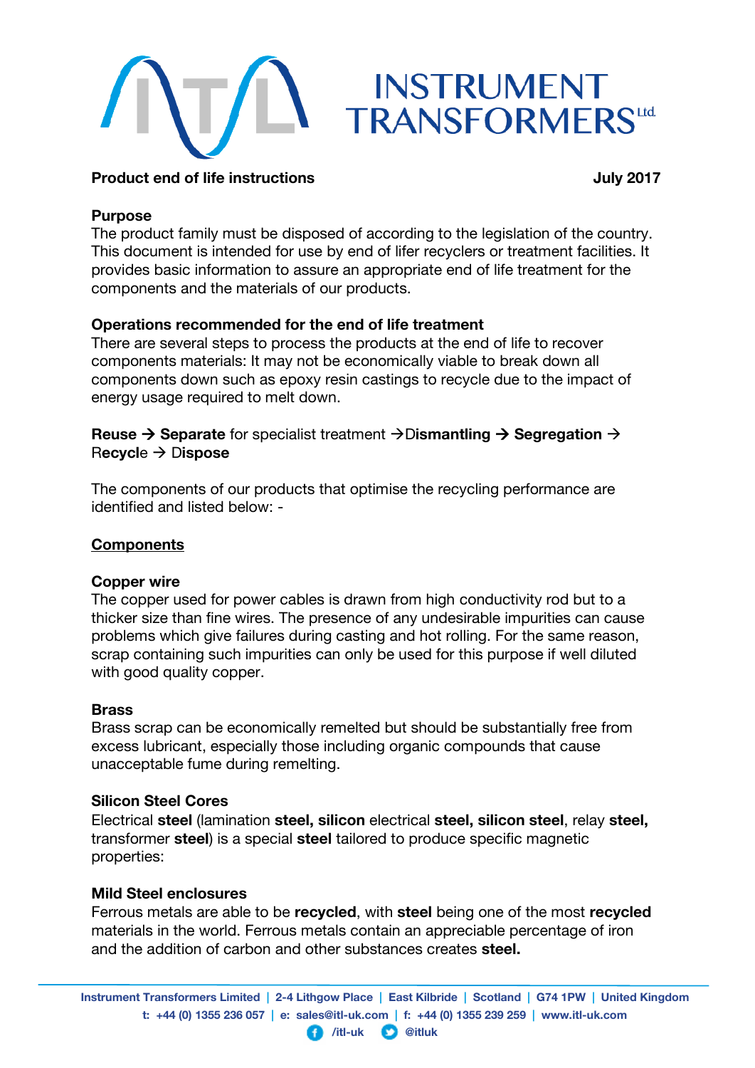# INSTRUMENT TRANSFORMERS Ltd

**Product end of life instructions** **July 2017**

**Purpose**

The product family must be disposed of according to the legislation of the country. This document is intended for use by end of lifer recyclers or treatment facilities. It provides basic information to assure an appropriate end of life treatment for the components and the materials of our products.

**Operations recommended for the end of life treatment**

There are several steps to process the products at the end of life to recover components materials: It may not be economically viable to break down all components down such as epoxy resin castings to recycle due to the impact of energy usage required to melt down.

**Reuse → Separate** for specialist treatment →D**ismantling → Segregation →** Re**cycl**e → Di**spose**

The components of our products that optimise the recycling performance are identified and listed below: -

## Components

**Copper wire**

The copper used for power cables is drawn from high conductivity rod but to a thicker size than fine wires. The presence of any undesirable impurities can cause problems which give failures during casting and hot rolling. For the same reason, scrap containing such impurities can only be used for this purpose if well diluted with good quality copper.

**Brass**

Brass scrap can be economically remelted but should be substantially free from excess lubricant, especially those including organic compounds that cause unacceptable fume during remelting.

**Silicon Steel Cores**

Electrical **steel** (lamination **steel, silicon** electrical **steel, silicon steel**, relay **steel,** transformer **steel**) is a special **steel** tailored to produce specific magnetic properties:

**Mild Steel enclosures**

Ferrous metals are able to be **recycled**, with **steel** being one of the most **recycled** materials in the world. Ferrous metals contain an appreciable percentage of iron and the addition of carbon and other substances creates **steel.**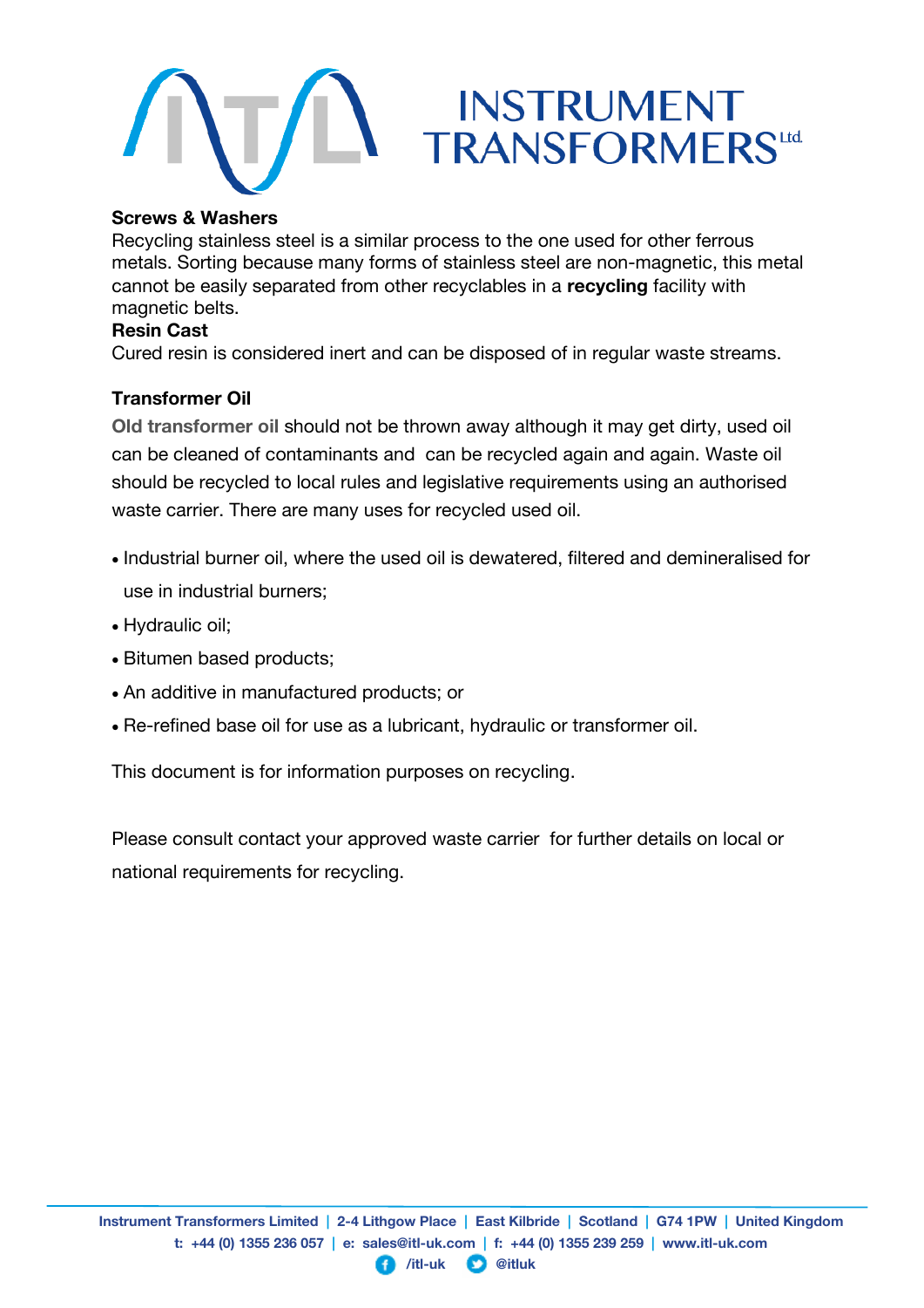**Screws & Washers**

Recycling stainless steel is a similar process to the one used for other ferrous metals. Sorting because many forms of stainless steel are non-magnetic, this metal cannot be easily separated from other recyclables in a **recycling** facility with magnetic belts.

**Resin Cast**

Cured resin is considered inert and can be disposed of in regular waste streams.

**Transformer Oil**

**Old transformer oil** should not be thrown away although it may get dirty, used oil can be cleaned of contaminants and can be recycled again and again. Waste oil should be recycled to local rules and legislative requirements using an authorised waste carrier. There are many uses for recycled used oil.

- Industrial burner oil, where the used oil is dewatered, filtered and demineralised for use in industrial burners;
- Hydraulic oil;
- Bitumen based products;
- An additive in manufactured products; or
- Re-refined base oil for use as a lubricant, hydraulic or transformer oil.

This document is for information purposes on recycling.

Please consult contact your approved waste carrier for further details on local or national requirements for recycling.